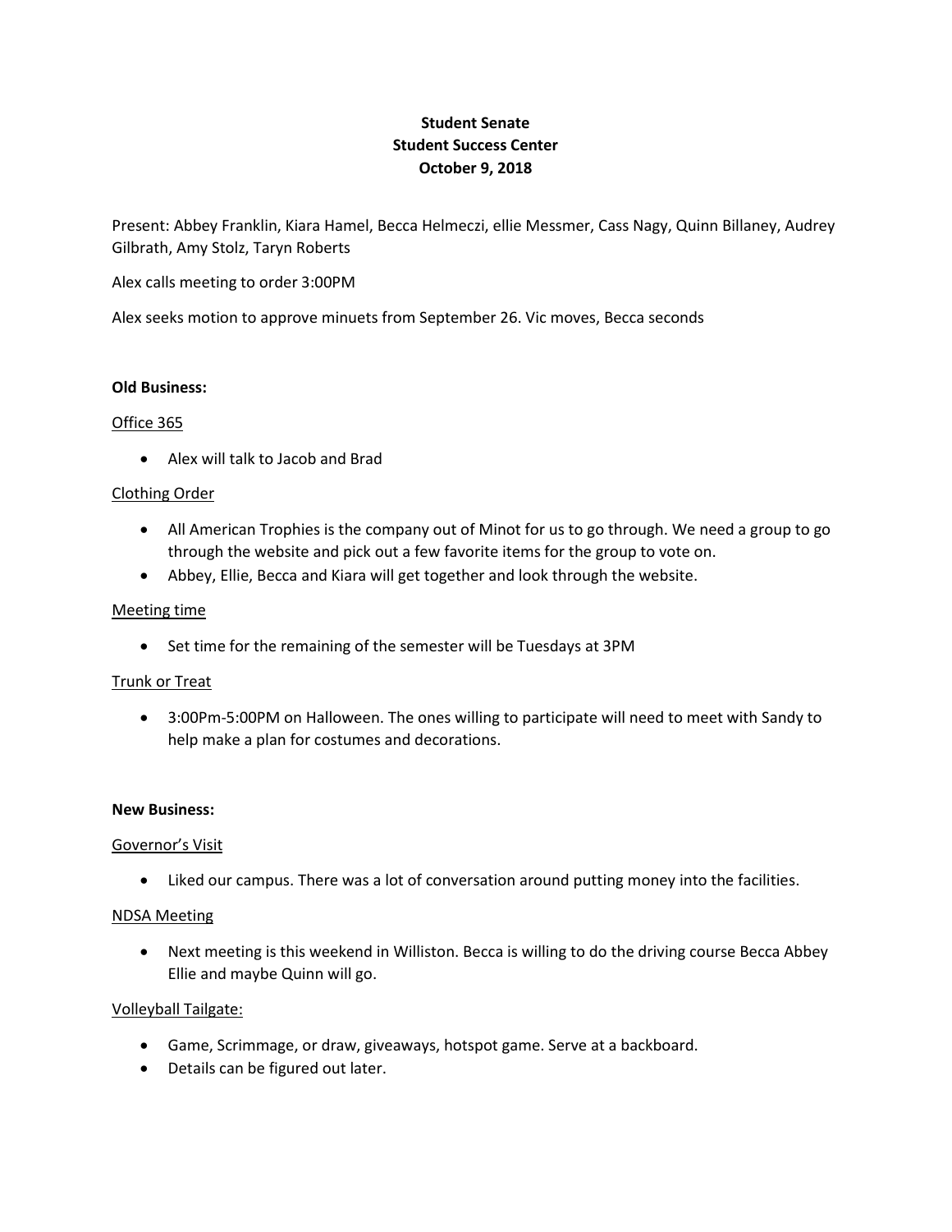**Student Senate**
**Student Success Center**
**October 9, 2018**

Present: Abbey Franklin, Kiara Hamel, Becca Helmeczi, ellie Messmer, Cass Nagy, Quinn Billaney, Audrey Gilbrath, Amy Stolz, Taryn Roberts

Alex calls meeting to order 3:00PM

Alex seeks motion to approve minuets from September 26. Vic moves, Becca seconds

**Old Business:**

<u>Office 365</u>

- Alex will talk to Jacob and Brad

<u>Clothing Order</u>

- All American Trophies is the company out of Minot for us to go through. We need a group to go through the website and pick out a few favorite items for the group to vote on.
- Abbey, Ellie, Becca and Kiara will get together and look through the website.

<u>Meeting time</u>

- Set time for the remaining of the semester will be Tuesdays at 3PM

<u>Trunk or Treat</u>

- 3:00Pm-5:00PM on Halloween. The ones willing to participate will need to meet with Sandy to help make a plan for costumes and decorations.

**New Business:**

<u>Governor's Visit</u>

- Liked our campus. There was a lot of conversation around putting money into the facilities.

<u>NDSA Meeting</u>

- Next meeting is this weekend in Williston. Becca is willing to do the driving course Becca Abbey Ellie and maybe Quinn will go.

<u>Volleyball Tailgate:</u>

- Game, Scrimmage, or draw, giveaways, hotspot game. Serve at a backboard.
- Details can be figured out later.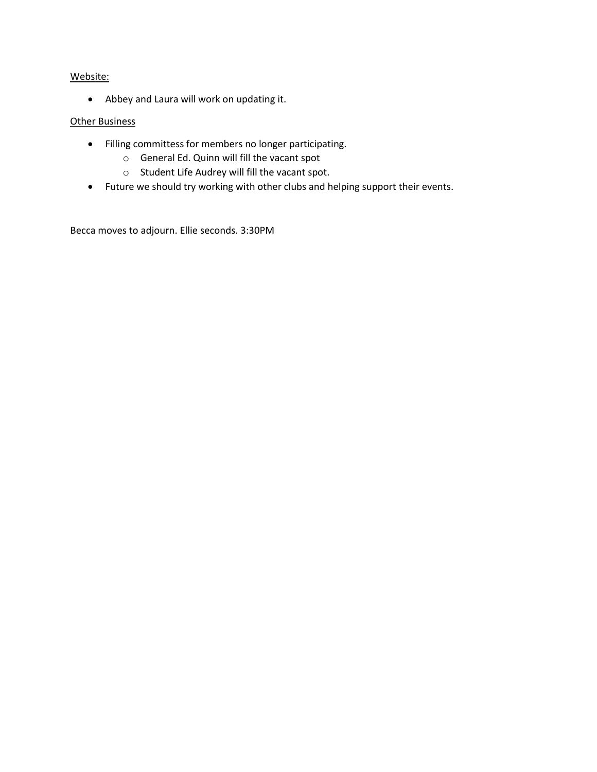<u>Website:</u>

- Abbey and Laura will work on updating it.

<u>Other Business</u>

- Filling committess for members no longer participating.
  - General Ed. Quinn will fill the vacant spot
  - Student Life Audrey will fill the vacant spot.
- Future we should try working with other clubs and helping support their events.

Becca moves to adjourn. Ellie seconds. 3:30PM